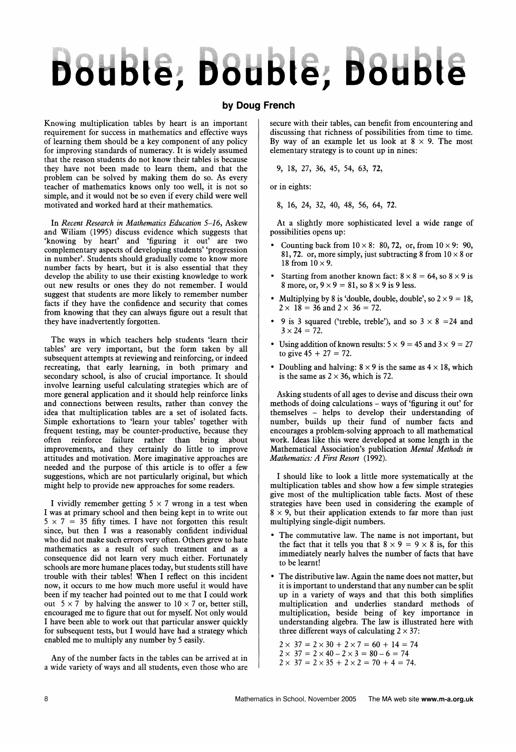# Double, Double, Double

**by Doug French**

Knowing multiplication tables by heart is an important requirement for success in mathematics and effective ways of learning them should be a key component of any policy for improving standards of numeracy. It is widely assumed that the reason students do not know their tables is because they have not been made to learn them, and that the problem can be solved by making them do so. As every teacher of mathematics knows only too well, it is not so simple, and it would not be so even if every child were well motivated and worked hard at their mathematics.

In *Recent Research in Mathematics Education 5–16*, Askew and Wiliam (1995) discuss evidence which suggests that 'knowing by heart' and 'figuring it out' are two complementary aspects of developing students' 'progression in number'. Students should gradually come to know more number facts by heart, but it is also essential that they develop the ability to use their existing knowledge to work out new results or ones they do not remember. I would suggest that students are more likely to remember number facts if they have the confidence and security that comes from knowing that they can always figure out a result that they have inadvertently forgotten.

The ways in which teachers help students 'learn their tables' are very important, but the form taken by all subsequent attempts at reviewing and reinforcing, or indeed recreating, that early learning, in both primary and secondary school, is also of crucial importance. It should involve learning useful calculating strategies which are of more general application and it should help reinforce links and connections between results, rather than convey the idea that multiplication tables are a set of isolated facts. Simple exhortations to 'learn your tables' together with frequent testing, may be counter-productive, because they often reinforce failure rather than bring about improvements, and they certainly do little to improve attitudes and motivation. More imaginative approaches are needed and the purpose of this article is to offer a few suggestions, which are not particularly original, but which might help to provide new approaches for some readers.

I vividly remember getting $5 \times 7$ wrong in a test when I was at primary school and then being kept in to write out $5 \times 7 = 35$ fifty times. I have not forgotten this result since, but then I was a reasonably confident individual who did not make such errors very often. Others grew to hate mathematics as a result of such treatment and as a consequence did not learn very much either. Fortunately schools are more humane places today, but students still have trouble with their tables! When I reflect on this incident now, it occurs to me how much more useful it would have been if my teacher had pointed out to me that I could work out $5 \times 7$ by halving the answer to $10 \times 7$ or, better still, encouraged me to figure that out for myself. Not only would I have been able to work out that particular answer quickly for subsequent tests, but I would have had a strategy which enabled me to multiply any number by 5 easily.

Any of the number facts in the tables can be arrived at in a wide variety of ways and all students, even those who are secure with their tables, can benefit from encountering and discussing that richness of possibilities from time to time. By way of an example let us look at $8 \times 9$. The most elementary strategy is to count up in nines:

9, 18, 27, 36, 45, 54, 63, **72**,

or in eights:

8, 16, 24, 32, 40, 48, 56, 64, **72**.

At a slightly more sophisticated level a wide range of possibilities opens up:

- Counting back from $10 \times 8$: 80, **72**, or, from $10 \times 9$: 90, 81, **72**. or, more simply, just subtracting 8 from $10 \times 8$ or 18 from $10 \times 9$.
- Starting from another known fact: $8 \times 8 = 64$, so $8 \times 9$ is 8 more, or, $9 \times 9 = 81$, so $8 \times 9$ is 9 less.
- Multiplying by 8 is 'double, double, double', so $2 \times 9 = 18$, $2 \times 18 = 36$ and $2 \times 36 = 72$.
- 9 is 3 squared ('treble, treble'), and so $3 \times 8 = 24$ and $3 \times 24 = 72$.
- Using addition of known results: $5 \times 9 = 45$ and $3 \times 9 = 27$ to give $45 + 27 = 72$.
- Doubling and halving: $8 \times 9$ is the same as $4 \times 18$, which is the same as $2 \times 36$, which is 72.

Asking students of all ages to devise and discuss their own methods of doing calculations – ways of 'figuring it out' for themselves – helps to develop their understanding of number, builds up their fund of number facts and encourages a problem-solving approach to all mathematical work. Ideas like this were developed at some length in the Mathematical Association's publication *Mental Methods in Mathematics: A First Resort* (1992).

I should like to look a little more systematically at the multiplication tables and show how a few simple strategies give most of the multiplication table facts. Most of these strategies have been used in considering the example of $8 \times 9$, but their application extends to far more than just multiplying single-digit numbers.

- The commutative law. The name is not important, but the fact that it tells you that $8 \times 9 = 9 \times 8$ is, for this immediately nearly halves the number of facts that have to be learnt!
- The distributive law. Again the name does not matter, but it is important to understand that any number can be split up in a variety of ways and that this both simplifies multiplication and underlies standard methods of multiplication, beside being of key importance in understanding algebra. The law is illustrated here with three different ways of calculating $2 \times 37$:

$2 \times 37 = 2 \times 30 + 2 \times 7 = 60 + 14 = 74$
$2 \times 37 = 2 \times 40 - 2 \times 3 = 80 - 6 = 74$
$2 \times 37 = 2 \times 35 + 2 \times 2 = 70 + 4 = 74.$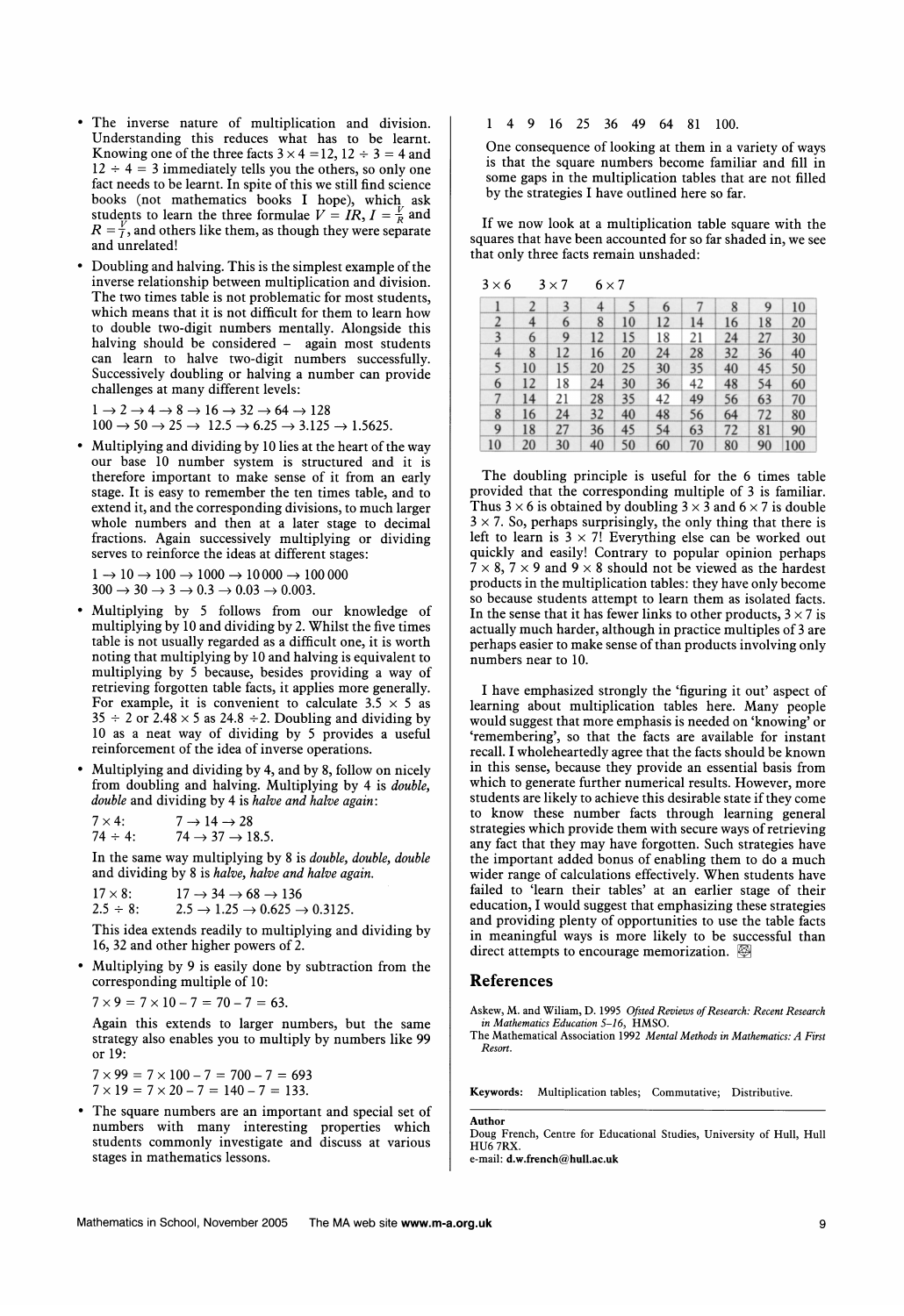- The inverse nature of multiplication and division. Understanding this reduces what has to be learnt. Knowing one of the three facts $3 \times 4 = 12$, $12 \div 3 = 4$ and $12 \div 4 = 3$ immediately tells you the others, so only one fact needs to be learnt. In spite of this we still find science books (not mathematics books I hope), which ask students to learn the three formulae $V = IR$, $I = \frac{V}{R}$ and $R = \frac{V}{I}$, and others like them, as though they were separate and unrelated!
- Doubling and halving. This is the simplest example of the inverse relationship between multiplication and division. The two times table is not problematic for most students, which means that it is not difficult for them to learn how to double two-digit numbers mentally. Alongside this halving should be considered – again most students can learn to halve two-digit numbers successfully. Successively doubling or halving a number can provide challenges at many different levels:

  $1 \rightarrow 2 \rightarrow 4 \rightarrow 8 \rightarrow 16 \rightarrow 32 \rightarrow 64 \rightarrow 128$
  
  $100 \rightarrow 50 \rightarrow 25 \rightarrow 12.5 \rightarrow 6.25 \rightarrow 3.125 \rightarrow 1.5625.$
- Multiplying and dividing by 10 lies at the heart of the way our base 10 number system is structured and it is therefore important to make sense of it from an early stage. It is easy to remember the ten times table, and to extend it, and the corresponding divisions, to much larger whole numbers and then at a later stage to decimal fractions. Again successively multiplying or dividing serves to reinforce the ideas at different stages:

  $1 \rightarrow 10 \rightarrow 100 \rightarrow 1000 \rightarrow 10\,000 \rightarrow 100\,000$
  
  $300 \rightarrow 30 \rightarrow 3 \rightarrow 0.3 \rightarrow 0.03 \rightarrow 0.003.$
- Multiplying by 5 follows from our knowledge of multiplying by 10 and dividing by 2. Whilst the five times table is not usually regarded as a difficult one, it is worth noting that multiplying by 10 and halving is equivalent to multiplying by 5 because, besides providing a way of retrieving forgotten table facts, it applies more generally. For example, it is convenient to calculate $3.5 \times 5$ as $35 \div 2$ or $2.48 \times 5$ as $24.8 \div 2$. Doubling and dividing by 10 as a neat way of dividing by 5 provides a useful reinforcement of the idea of inverse operations.
- Multiplying and dividing by 4, and by 8, follow on nicely from doubling and halving. Multiplying by 4 is *double, double* and dividing by 4 is *halve and halve again*:

  $7 \times 4$: $\quad 7 \rightarrow 14 \rightarrow 28$
  
  $74 \div 4$: $\quad 74 \rightarrow 37 \rightarrow 18.5.$

  In the same way multiplying by 8 is *double, double, double* and dividing by 8 is *halve, halve and halve again.*

  $17 \times 8$: $\quad 17 \rightarrow 34 \rightarrow 68 \rightarrow 136$
  
  $2.5 \div 8$: $\quad 2.5 \rightarrow 1.25 \rightarrow 0.625 \rightarrow 0.3125.$

  This idea extends readily to multiplying and dividing by 16, 32 and other higher powers of 2.
- Multiplying by 9 is easily done by subtraction from the corresponding multiple of 10:

  $7 \times 9 = 7 \times 10 - 7 = 70 - 7 = 63.$

  Again this extends to larger numbers, but the same strategy also enables you to multiply by numbers like 99 or 19:

  $7 \times 99 = 7 \times 100 - 7 = 700 - 7 = 693$
  
  $7 \times 19 = 7 \times 20 - 7 = 140 - 7 = 133.$
- The square numbers are an important and special set of numbers with many interesting properties which students commonly investigate and discuss at various stages in mathematics lessons.

  1 4 9 16 25 36 49 64 81 100.

  One consequence of looking at them in a variety of ways is that the square numbers become familiar and fill in some gaps in the multiplication tables that are not filled by the strategies I have outlined here so far.

If we now look at a multiplication table square with the squares that have been accounted for so far shaded in, we see that only three facts remain unshaded:

$3 \times 6 \quad 3 \times 7 \quad 6 \times 7$

| | | | | | | | | | |
|---|---|---|---|---|---|---|---|---|---|
| 1 | 2 | 3 | 4 | 5 | 6 | 7 | 8 | 9 | 10 |
| 2 | 4 | 6 | 8 | 10 | 12 | 14 | 16 | 18 | 20 |
| 3 | 6 | 9 | 12 | 15 | 18 | 21 | 24 | 27 | 30 |
| 4 | 8 | 12 | 16 | 20 | 24 | 28 | 32 | 36 | 40 |
| 5 | 10 | 15 | 20 | 25 | 30 | 35 | 40 | 45 | 50 |
| 6 | 12 | 18 | 24 | 30 | 36 | 42 | 48 | 54 | 60 |
| 7 | 14 | 21 | 28 | 35 | 42 | 49 | 56 | 63 | 70 |
| 8 | 16 | 24 | 32 | 40 | 48 | 56 | 64 | 72 | 80 |
| 9 | 18 | 27 | 36 | 45 | 54 | 63 | 72 | 81 | 90 |
| 10 | 20 | 30 | 40 | 50 | 60 | 70 | 80 | 90 | 100 |

The doubling principle is useful for the 6 times table provided that the corresponding multiple of 3 is familiar. Thus $3 \times 6$ is obtained by doubling $3 \times 3$ and $6 \times 7$ is double $3 \times 7$. So, perhaps surprisingly, the only thing that there is left to learn is $3 \times 7$! Everything else can be worked out quickly and easily! Contrary to popular opinion perhaps $7 \times 8$, $7 \times 9$ and $9 \times 8$ should not be viewed as the hardest products in the multiplication tables: they have only become so because students attempt to learn them as isolated facts. In the sense that it has fewer links to other products, $3 \times 7$ is actually much harder, although in practice multiples of 3 are perhaps easier to make sense of than products involving only numbers near to 10.

I have emphasized strongly the 'figuring it out' aspect of learning about multiplication tables here. Many people would suggest that more emphasis is needed on 'knowing' or 'remembering', so that the facts are available for instant recall. I wholeheartedly agree that the facts should be known in this sense, because they provide an essential basis from which to generate further numerical results. However, more students are likely to achieve this desirable state if they come to know these number facts through learning general strategies which provide them with secure ways of retrieving any fact that they may have forgotten. Such strategies have the important added bonus of enabling them to do a much wider range of calculations effectively. When students have failed to 'learn their tables' at an earlier stage of their education, I would suggest that emphasizing these strategies and providing plenty of opportunities to use the table facts in meaningful ways is more likely to be successful than direct attempts to encourage memorization.

## References

Askew, M. and Wiliam, D. 1995 *Ofsted Reviews of Research: Recent Research in Mathematics Education 5–16*, HMSO.

The Mathematical Association 1992 *Mental Methods in Mathematics: A First Resort*.

**Keywords:** Multiplication tables; Commutative; Distributive.

**Author**

Doug French, Centre for Educational Studies, University of Hull, Hull HU6 7RX.

e-mail: **d.w.french@hull.ac.uk**